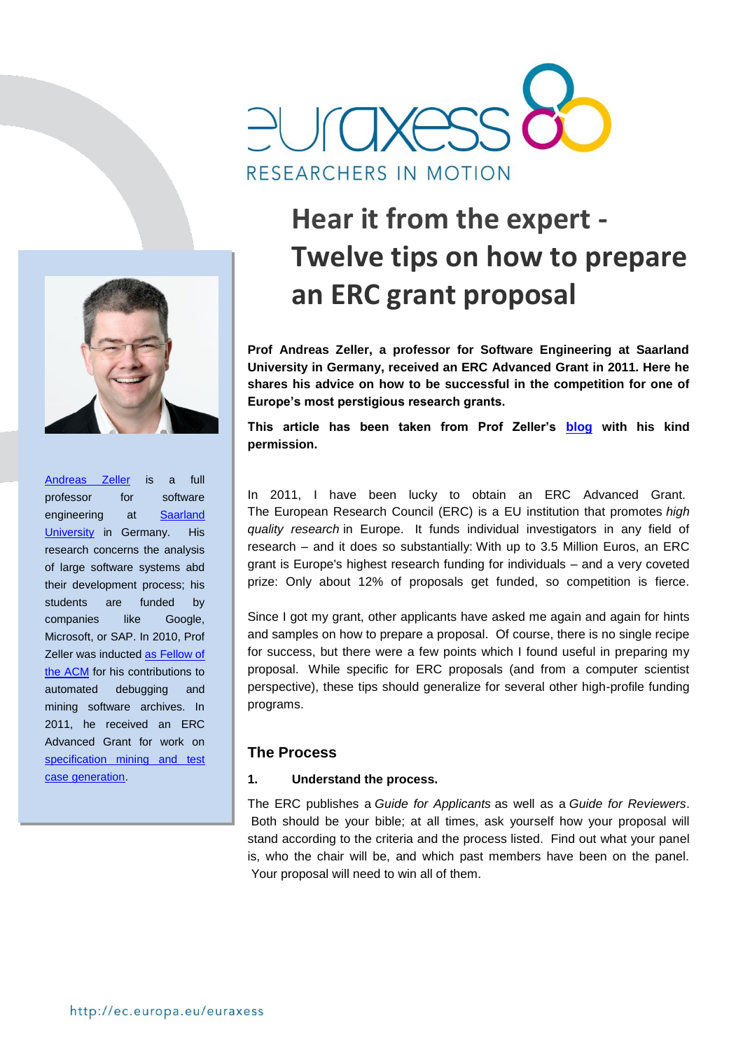euraxess

RESEARCHERS IN MOTION

# Hear it from the expert - Twelve tips on how to prepare an ERC grant proposal

**Prof Andreas Zeller, a professor for Software Engineering at Saarland University in Germany, received an ERC Advanced Grant in 2011. Here he shares his advice on how to be successful in the competition for one of Europe's most perstigious research grants.**

**This article has been taken from Prof Zeller's blog with his kind permission.**

Andreas Zeller is a full professor for software engineering at Saarland University in Germany. His research concerns the analysis of large software systems abd their development process; his students are funded by companies like Google, Microsoft, or SAP. In 2010, Prof Zeller was inducted as Fellow of the ACM for his contributions to automated debugging and mining software archives. In 2011, he received an ERC Advanced Grant for work on specification mining and test case generation.

In 2011, I have been lucky to obtain an ERC Advanced Grant. The European Research Council (ERC) is a EU institution that promotes *high quality research* in Europe. It funds individual investigators in any field of research – and it does so substantially: With up to 3.5 Million Euros, an ERC grant is Europe's highest research funding for individuals – and a very coveted prize: Only about 12% of proposals get funded, so competition is fierce.

Since I got my grant, other applicants have asked me again and again for hints and samples on how to prepare a proposal. Of course, there is no single recipe for success, but there were a few points which I found useful in preparing my proposal. While specific for ERC proposals (and from a computer scientist perspective), these tips should generalize for several other high-profile funding programs.

## The Process

### 1. Understand the process.

The ERC publishes a *Guide for Applicants* as well as a *Guide for Reviewers*. Both should be your bible; at all times, ask yourself how your proposal will stand according to the criteria and the process listed. Find out what your panel is, who the chair will be, and which past members have been on the panel. Your proposal will need to win all of them.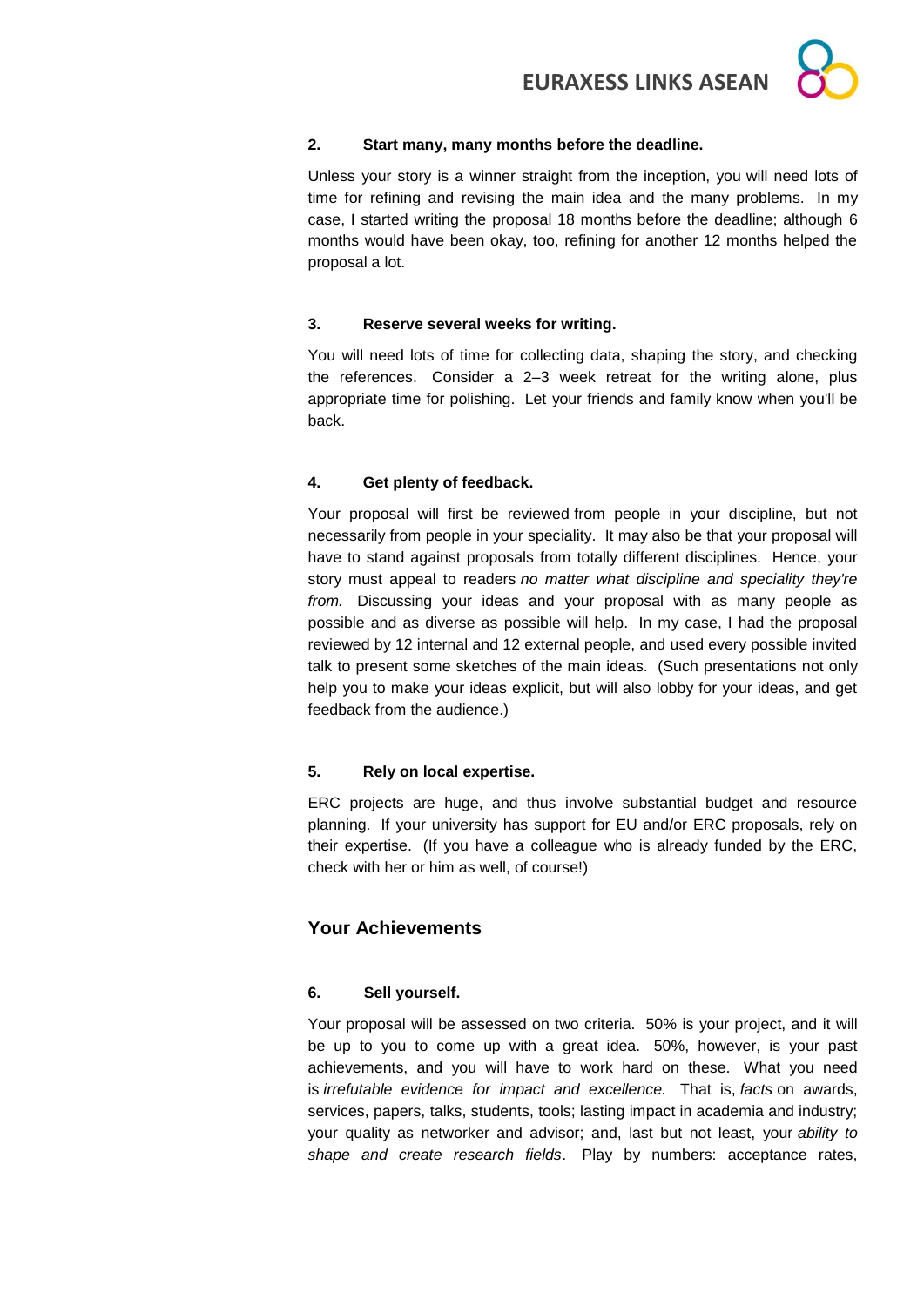**2. Start many, many months before the deadline.**

Unless your story is a winner straight from the inception, you will need lots of time for refining and revising the main idea and the many problems. In my case, I started writing the proposal 18 months before the deadline; although 6 months would have been okay, too, refining for another 12 months helped the proposal a lot.

**3. Reserve several weeks for writing.**

You will need lots of time for collecting data, shaping the story, and checking the references. Consider a 2–3 week retreat for the writing alone, plus appropriate time for polishing. Let your friends and family know when you'll be back.

**4. Get plenty of feedback.**

Your proposal will first be reviewed from people in your discipline, but not necessarily from people in your speciality. It may also be that your proposal will have to stand against proposals from totally different disciplines. Hence, your story must appeal to readers *no matter what discipline and speciality they're from.* Discussing your ideas and your proposal with as many people as possible and as diverse as possible will help. In my case, I had the proposal reviewed by 12 internal and 12 external people, and used every possible invited talk to present some sketches of the main ideas. (Such presentations not only help you to make your ideas explicit, but will also lobby for your ideas, and get feedback from the audience.)

**5. Rely on local expertise.**

ERC projects are huge, and thus involve substantial budget and resource planning. If your university has support for EU and/or ERC proposals, rely on their expertise. (If you have a colleague who is already funded by the ERC, check with her or him as well, of course!)

## Your Achievements

**6. Sell yourself.**

Your proposal will be assessed on two criteria. 50% is your project, and it will be up to you to come up with a great idea. 50%, however, is your past achievements, and you will have to work hard on these. What you need is *irrefutable evidence for impact and excellence.* That is, *facts* on awards, services, papers, talks, students, tools; lasting impact in academia and industry; your quality as networker and advisor; and, last but not least, your *ability to shape and create research fields*. Play by numbers: acceptance rates,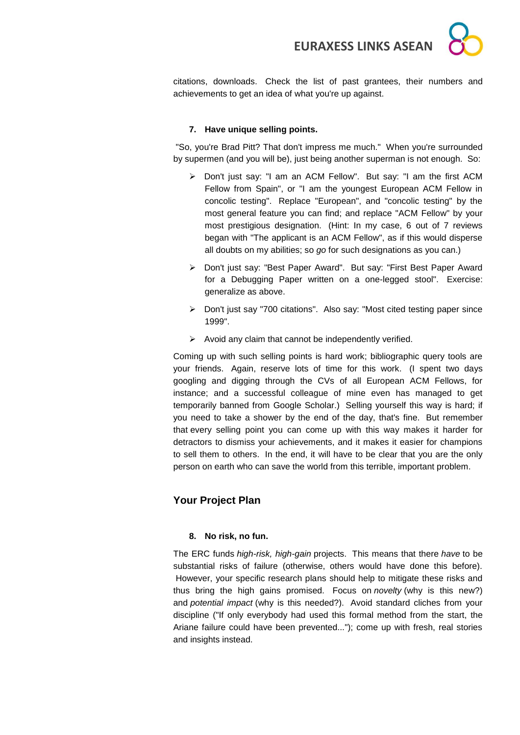citations, downloads. Check the list of past grantees, their numbers and achievements to get an idea of what you're up against.

**7. Have unique selling points.**

"So, you're Brad Pitt? That don't impress me much." When you're surrounded by supermen (and you will be), just being another superman is not enough. So:

- Don't just say: "I am an ACM Fellow". But say: "I am the first ACM Fellow from Spain", or "I am the youngest European ACM Fellow in concolic testing". Replace "European", and "concolic testing" by the most general feature you can find; and replace "ACM Fellow" by your most prestigious designation. (Hint: In my case, 6 out of 7 reviews began with "The applicant is an ACM Fellow", as if this would disperse all doubts on my abilities; so *go* for such designations as you can.)
- Don't just say: "Best Paper Award". But say: "First Best Paper Award for a Debugging Paper written on a one-legged stool". Exercise: generalize as above.
- Don't just say "700 citations". Also say: "Most cited testing paper since 1999".
- Avoid any claim that cannot be independently verified.

Coming up with such selling points is hard work; bibliographic query tools are your friends. Again, reserve lots of time for this work. (I spent two days googling and digging through the CVs of all European ACM Fellows, for instance; and a successful colleague of mine even has managed to get temporarily banned from Google Scholar.) Selling yourself this way is hard; if you need to take a shower by the end of the day, that's fine. But remember that every selling point you can come up with this way makes it harder for detractors to dismiss your achievements, and it makes it easier for champions to sell them to others. In the end, it will have to be clear that you are the only person on earth who can save the world from this terrible, important problem.

## Your Project Plan

**8. No risk, no fun.**

The ERC funds *high-risk, high-gain* projects. This means that there *have* to be substantial risks of failure (otherwise, others would have done this before). However, your specific research plans should help to mitigate these risks and thus bring the high gains promised. Focus on *novelty* (why is this new?) and *potential impact* (why is this needed?). Avoid standard cliches from your discipline ("If only everybody had used this formal method from the start, the Ariane failure could have been prevented..."); come up with fresh, real stories and insights instead.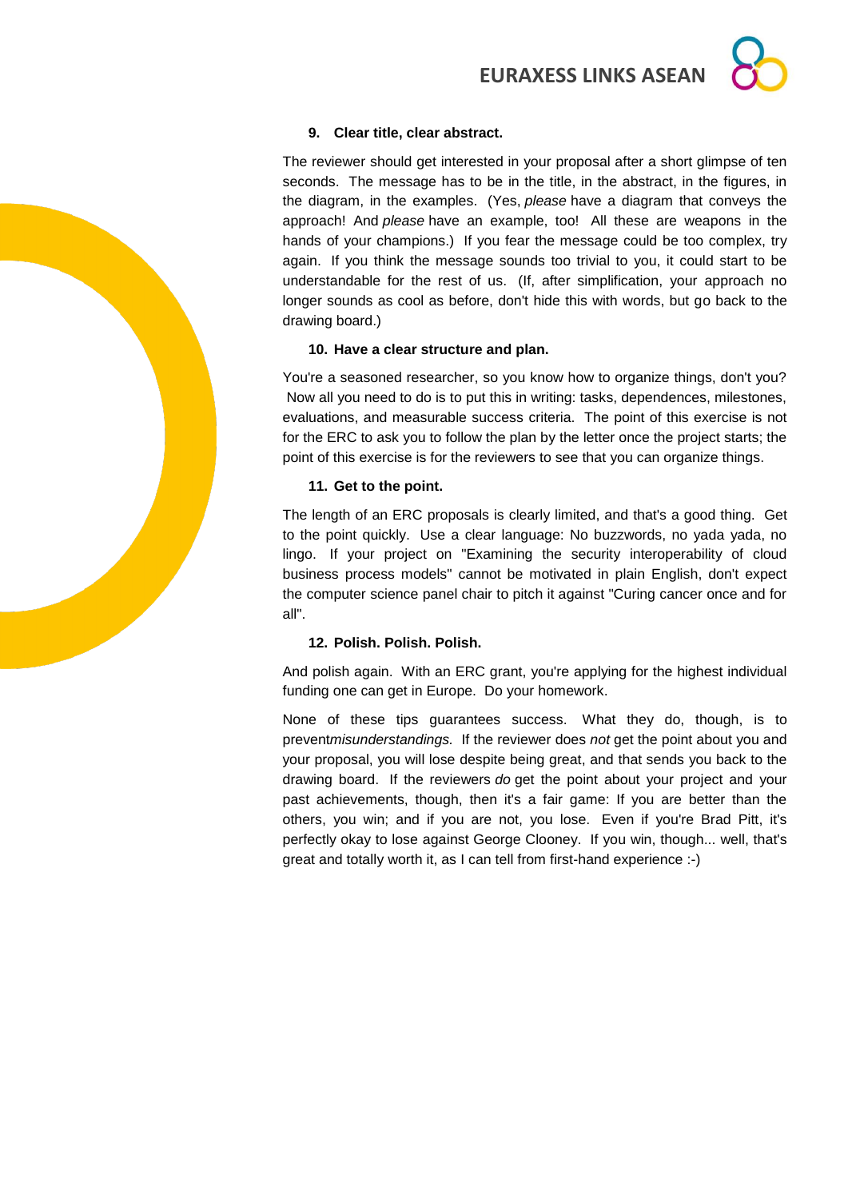**9. Clear title, clear abstract.**

The reviewer should get interested in your proposal after a short glimpse of ten seconds. The message has to be in the title, in the abstract, in the figures, in the diagram, in the examples. (Yes, *please* have a diagram that conveys the approach! And *please* have an example, too! All these are weapons in the hands of your champions.) If you fear the message could be too complex, try again. If you think the message sounds too trivial to you, it could start to be understandable for the rest of us. (If, after simplification, your approach no longer sounds as cool as before, don't hide this with words, but go back to the drawing board.)

**10. Have a clear structure and plan.**

You're a seasoned researcher, so you know how to organize things, don't you? Now all you need to do is to put this in writing: tasks, dependences, milestones, evaluations, and measurable success criteria. The point of this exercise is not for the ERC to ask you to follow the plan by the letter once the project starts; the point of this exercise is for the reviewers to see that you can organize things.

**11. Get to the point.**

The length of an ERC proposals is clearly limited, and that's a good thing. Get to the point quickly. Use a clear language: No buzzwords, no yada yada, no lingo. If your project on "Examining the security interoperability of cloud business process models" cannot be motivated in plain English, don't expect the computer science panel chair to pitch it against "Curing cancer once and for all".

**12. Polish. Polish. Polish.**

And polish again. With an ERC grant, you're applying for the highest individual funding one can get in Europe. Do your homework.

None of these tips guarantees success. What they do, though, is to prevent*misunderstandings.* If the reviewer does *not* get the point about you and your proposal, you will lose despite being great, and that sends you back to the drawing board. If the reviewers *do* get the point about your project and your past achievements, though, then it's a fair game: If you are better than the others, you win; and if you are not, you lose. Even if you're Brad Pitt, it's perfectly okay to lose against George Clooney. If you win, though... well, that's great and totally worth it, as I can tell from first-hand experience :-)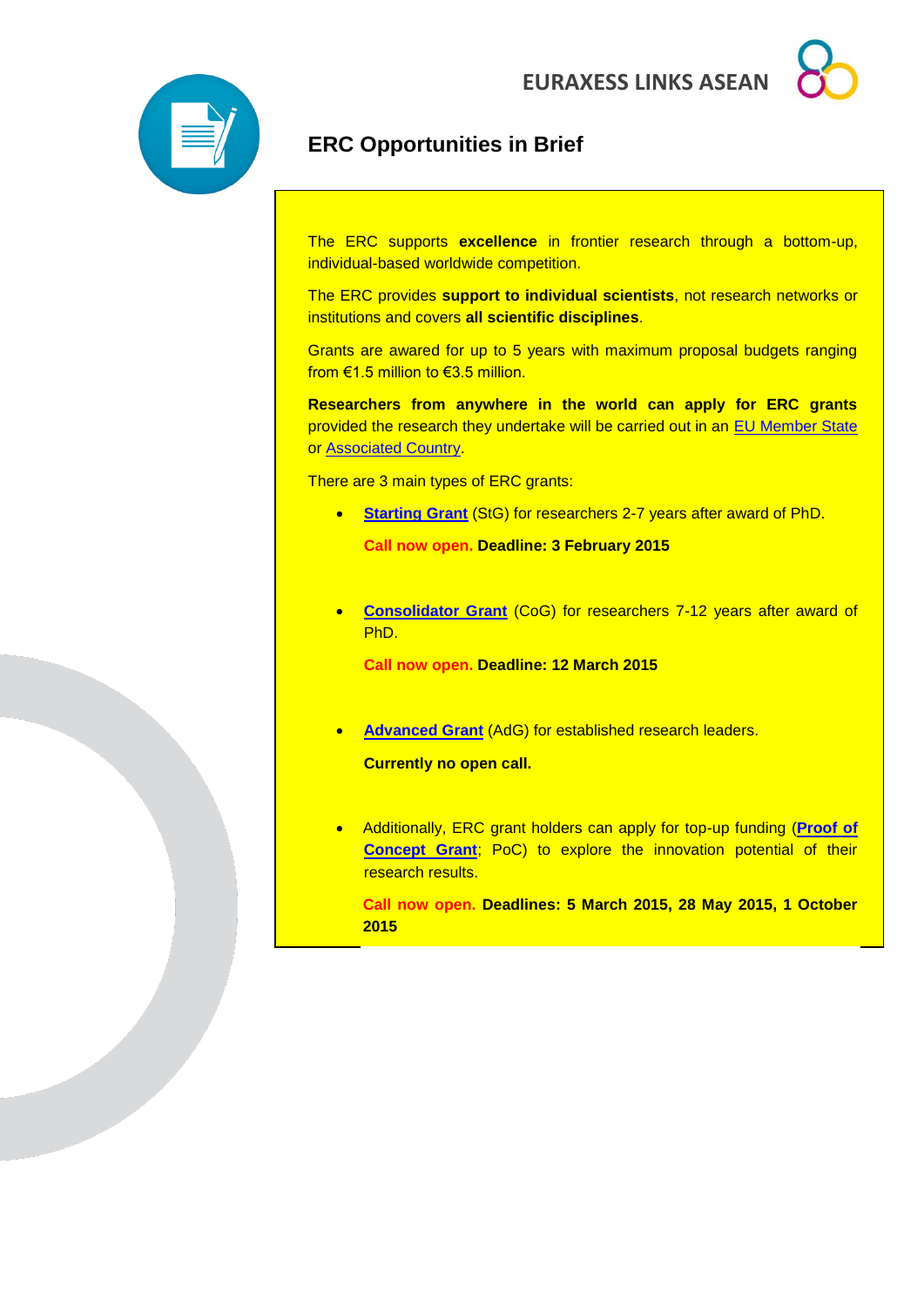# ERC Opportunities in Brief

The ERC supports **excellence** in frontier research through a bottom-up, individual-based worldwide competition.

The ERC provides **support to individual scientists**, not research networks or institutions and covers **all scientific disciplines**.

Grants are awarded for up to 5 years with maximum proposal budgets ranging from €1.5 million to €3.5 million.

**Researchers from anywhere in the world can apply for ERC grants** provided the research they undertake will be carried out in an EU Member State or Associated Country.

There are 3 main types of ERC grants:

- **Starting Grant** (StG) for researchers 2-7 years after award of PhD.

  Call now open. **Deadline: 3 February 2015**

- **Consolidator Grant** (CoG) for researchers 7-12 years after award of PhD.

  Call now open. **Deadline: 12 March 2015**

- **Advanced Grant** (AdG) for established research leaders.

  **Currently no open call.**

- Additionally, ERC grant holders can apply for top-up funding (**Proof of Concept Grant**; PoC) to explore the innovation potential of their research results.

  Call now open. **Deadlines: 5 March 2015, 28 May 2015, 1 October 2015**